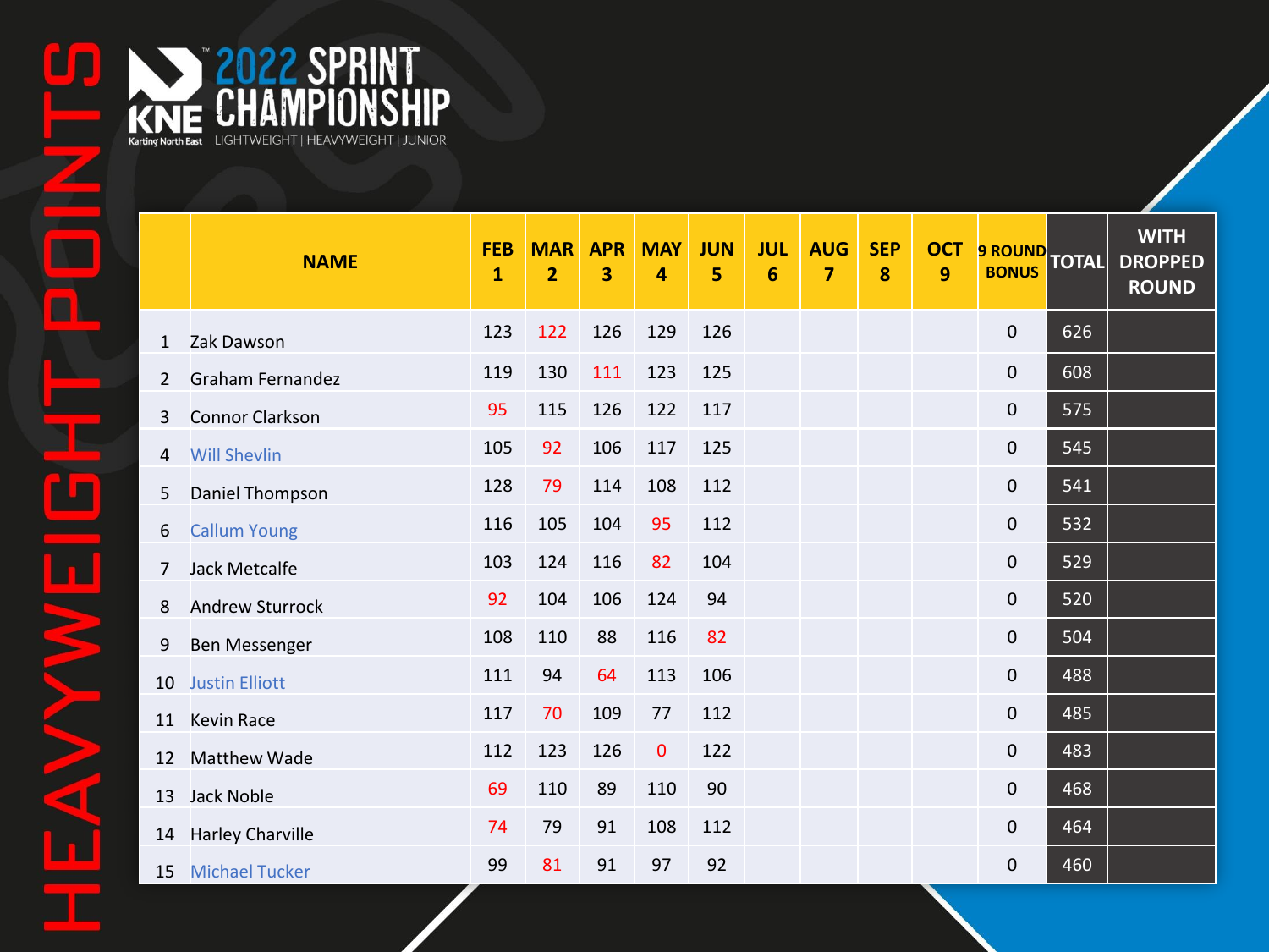# HEAVYWEIGHT POINTS

## KNE Karting North East — 2022 SPRINT CHAMPIONSHIP

LIGHTWEIGHT | HEAVYWEIGHT | JUNIOR

| | NAME | FEB 1 | MAR 2 | APR 3 | MAY 4 | JUN 5 | JUL 6 | AUG 7 | SEP 8 | OCT 9 | 9 ROUND BONUS | TOTAL | WITH DROPPED ROUND |
|---|---|---|---|---|---|---|---|---|---|---|---|---|---|
| 1 | Zak Dawson | 123 | 122 | 126 | 129 | 126 | | | | | 0 | 626 | |
| 2 | Graham Fernandez | 119 | 130 | 111 | 123 | 125 | | | | | 0 | 608 | |
| 3 | Connor Clarkson | 95 | 115 | 126 | 122 | 117 | | | | | 0 | 575 | |
| 4 | Will Shevlin | 105 | 92 | 106 | 117 | 125 | | | | | 0 | 545 | |
| 5 | Daniel Thompson | 128 | 79 | 114 | 108 | 112 | | | | | 0 | 541 | |
| 6 | Callum Young | 116 | 105 | 104 | 95 | 112 | | | | | 0 | 532 | |
| 7 | Jack Metcalfe | 103 | 124 | 116 | 82 | 104 | | | | | 0 | 529 | |
| 8 | Andrew Sturrock | 92 | 104 | 106 | 124 | 94 | | | | | 0 | 520 | |
| 9 | Ben Messenger | 108 | 110 | 88 | 116 | 82 | | | | | 0 | 504 | |
| 10 | Justin Elliott | 111 | 94 | 64 | 113 | 106 | | | | | 0 | 488 | |
| 11 | Kevin Race | 117 | 70 | 109 | 77 | 112 | | | | | 0 | 485 | |
| 12 | Matthew Wade | 112 | 123 | 126 | 0 | 122 | | | | | 0 | 483 | |
| 13 | Jack Noble | 69 | 110 | 89 | 110 | 90 | | | | | 0 | 468 | |
| 14 | Harley Charville | 74 | 79 | 91 | 108 | 112 | | | | | 0 | 464 | |
| 15 | Michael Tucker | 99 | 81 | 91 | 97 | 92 | | | | | 0 | 460 | |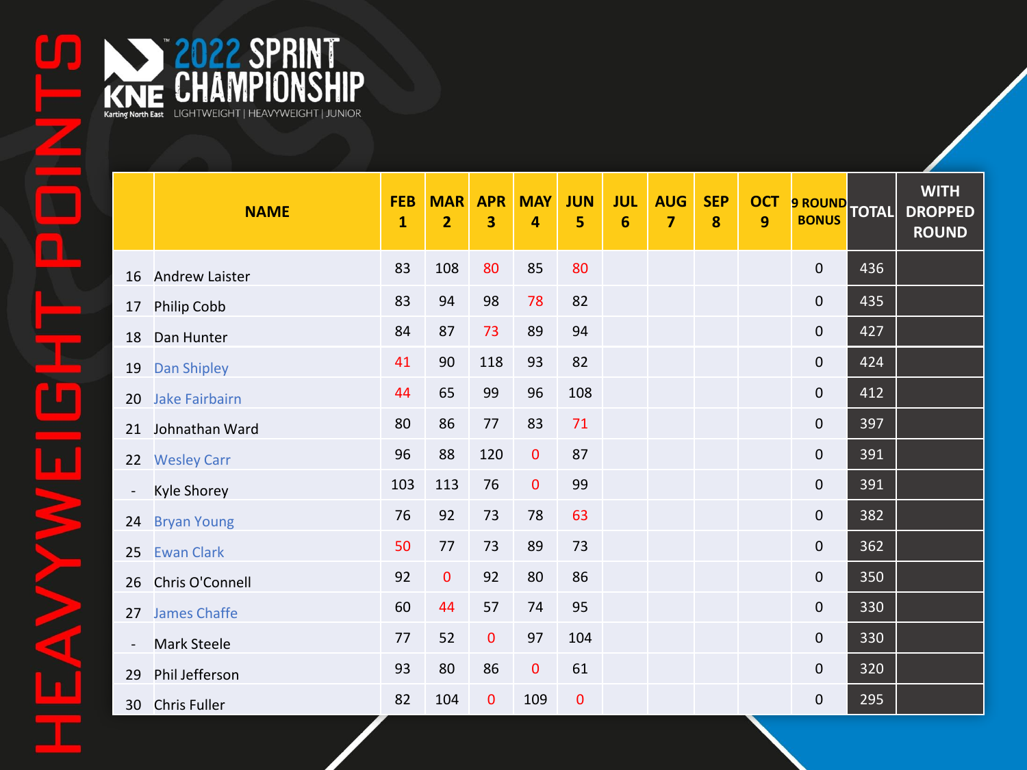# HEAVYWEIGHT POINTS

## KNE 2022 SPRINT CHAMPIONSHIP

Karting North East — LIGHTWEIGHT | HEAVYWEIGHT | JUNIOR

| | NAME | FEB 1 | MAR 2 | APR 3 | MAY 4 | JUN 5 | JUL 6 | AUG 7 | SEP 8 | OCT 9 | 9 ROUND BONUS | TOTAL | WITH DROPPED ROUND |
|---|---|---|---|---|---|---|---|---|---|---|---|---|---|
| 16 | Andrew Laister | 83 | 108 | 80 | 85 | 80 | | | | | 0 | 436 | |
| 17 | Philip Cobb | 83 | 94 | 98 | 78 | 82 | | | | | 0 | 435 | |
| 18 | Dan Hunter | 84 | 87 | 73 | 89 | 94 | | | | | 0 | 427 | |
| 19 | Dan Shipley | 41 | 90 | 118 | 93 | 82 | | | | | 0 | 424 | |
| 20 | Jake Fairbairn | 44 | 65 | 99 | 96 | 108 | | | | | 0 | 412 | |
| 21 | Johnathan Ward | 80 | 86 | 77 | 83 | 71 | | | | | 0 | 397 | |
| 22 | Wesley Carr | 96 | 88 | 120 | 0 | 87 | | | | | 0 | 391 | |
| - | Kyle Shorey | 103 | 113 | 76 | 0 | 99 | | | | | 0 | 391 | |
| 24 | Bryan Young | 76 | 92 | 73 | 78 | 63 | | | | | 0 | 382 | |
| 25 | Ewan Clark | 50 | 77 | 73 | 89 | 73 | | | | | 0 | 362 | |
| 26 | Chris O'Connell | 92 | 0 | 92 | 80 | 86 | | | | | 0 | 350 | |
| 27 | James Chaffe | 60 | 44 | 57 | 74 | 95 | | | | | 0 | 330 | |
| - | Mark Steele | 77 | 52 | 0 | 97 | 104 | | | | | 0 | 330 | |
| 29 | Phil Jefferson | 93 | 80 | 86 | 0 | 61 | | | | | 0 | 320 | |
| 30 | Chris Fuller | 82 | 104 | 0 | 109 | 0 | | | | | 0 | 295 | |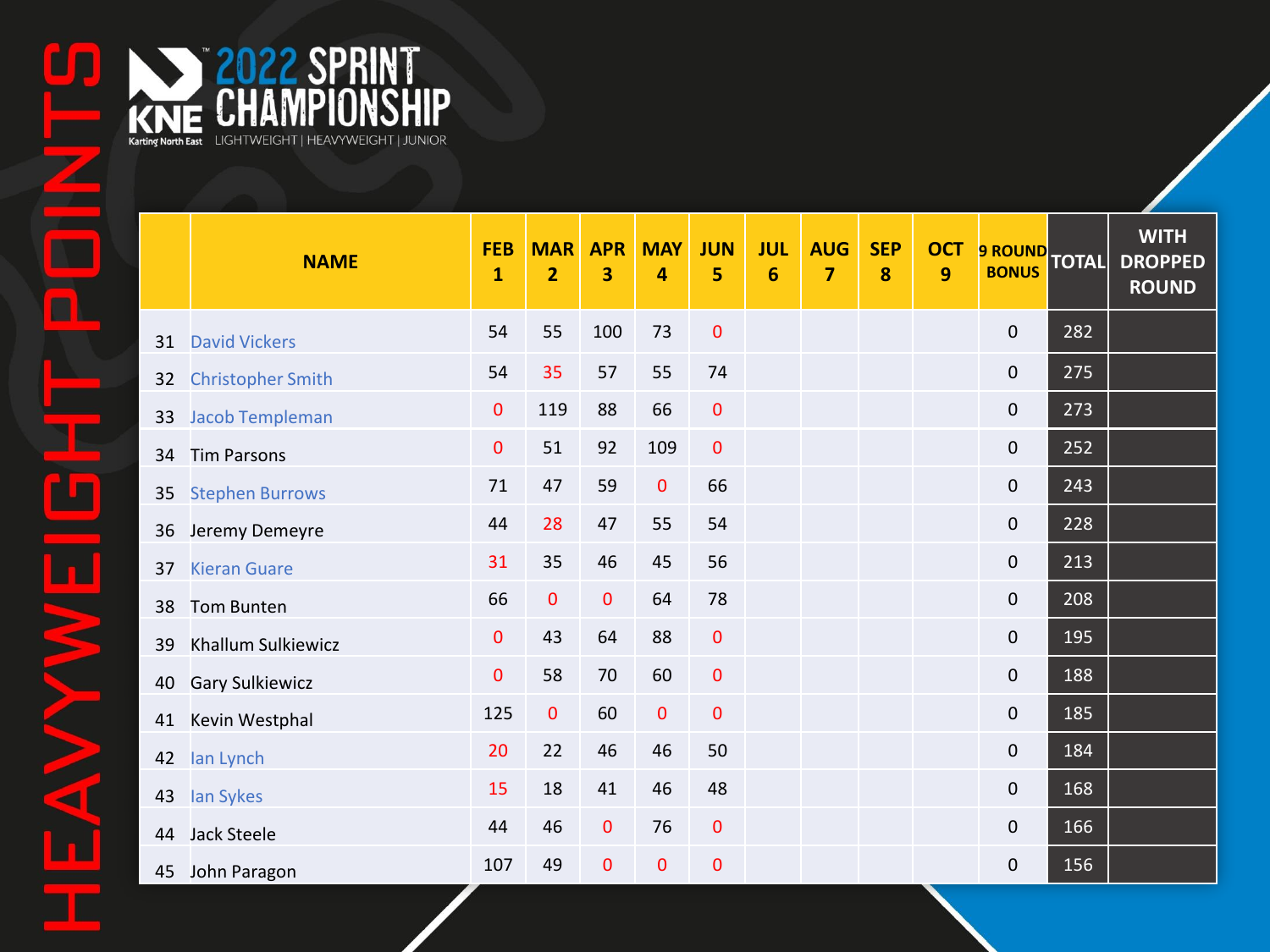# HEAVYWEIGHT POINTS

## KNE 2022 SPRINT CHAMPIONSHIP

Karting North East — LIGHTWEIGHT | HEAVYWEIGHT | JUNIOR

| | NAME | FEB 1 | MAR 2 | APR 3 | MAY 4 | JUN 5 | JUL 6 | AUG 7 | SEP 8 | OCT 9 | 9 ROUND BONUS | TOTAL | WITH DROPPED ROUND |
|---|---|---|---|---|---|---|---|---|---|---|---|---|---|
| 31 | David Vickers | 54 | 55 | 100 | 73 | 0 | | | | | 0 | 282 | |
| 32 | Christopher Smith | 54 | 35 | 57 | 55 | 74 | | | | | 0 | 275 | |
| 33 | Jacob Templeman | 0 | 119 | 88 | 66 | 0 | | | | | 0 | 273 | |
| 34 | Tim Parsons | 0 | 51 | 92 | 109 | 0 | | | | | 0 | 252 | |
| 35 | Stephen Burrows | 71 | 47 | 59 | 0 | 66 | | | | | 0 | 243 | |
| 36 | Jeremy Demeyre | 44 | 28 | 47 | 55 | 54 | | | | | 0 | 228 | |
| 37 | Kieran Guare | 31 | 35 | 46 | 45 | 56 | | | | | 0 | 213 | |
| 38 | Tom Bunten | 66 | 0 | 0 | 64 | 78 | | | | | 0 | 208 | |
| 39 | Khallum Sulkiewicz | 0 | 43 | 64 | 88 | 0 | | | | | 0 | 195 | |
| 40 | Gary Sulkiewicz | 0 | 58 | 70 | 60 | 0 | | | | | 0 | 188 | |
| 41 | Kevin Westphal | 125 | 0 | 60 | 0 | 0 | | | | | 0 | 185 | |
| 42 | Ian Lynch | 20 | 22 | 46 | 46 | 50 | | | | | 0 | 184 | |
| 43 | Ian Sykes | 15 | 18 | 41 | 46 | 48 | | | | | 0 | 168 | |
| 44 | Jack Steele | 44 | 46 | 0 | 76 | 0 | | | | | 0 | 166 | |
| 45 | John Paragon | 107 | 49 | 0 | 0 | 0 | | | | | 0 | 156 | |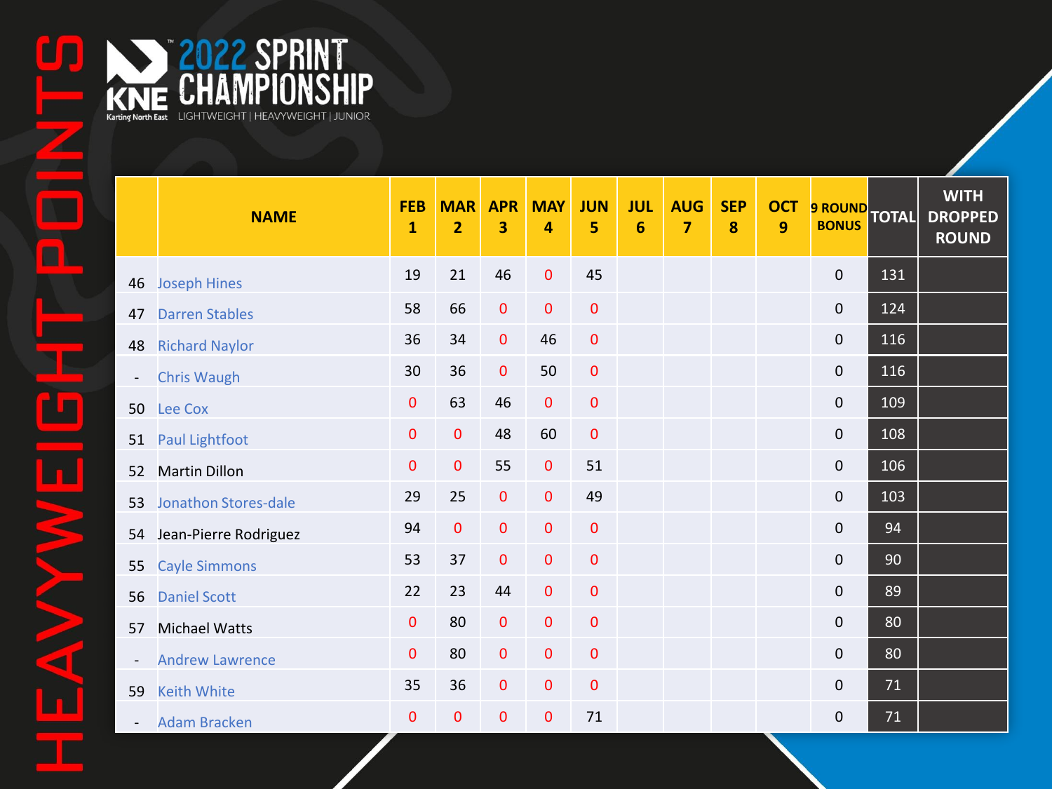# HEAVYWEIGHT POINTS

## 2022 SPRINT CHAMPIONSHIP

KNE Karting North East

LIGHTWEIGHT | HEAVYWEIGHT | JUNIOR

| | NAME | FEB 1 | MAR 2 | APR 3 | MAY 4 | JUN 5 | JUL 6 | AUG 7 | SEP 8 | OCT 9 | 9 ROUND BONUS | TOTAL | WITH DROPPED ROUND |
|---|---|---|---|---|---|---|---|---|---|---|---|---|---|
| 46 | Joseph Hines | 19 | 21 | 46 | 0 | 45 | | | | | 0 | 131 | |
| 47 | Darren Stables | 58 | 66 | 0 | 0 | 0 | | | | | 0 | 124 | |
| 48 | Richard Naylor | 36 | 34 | 0 | 46 | 0 | | | | | 0 | 116 | |
| - | Chris Waugh | 30 | 36 | 0 | 50 | 0 | | | | | 0 | 116 | |
| 50 | Lee Cox | 0 | 63 | 46 | 0 | 0 | | | | | 0 | 109 | |
| 51 | Paul Lightfoot | 0 | 0 | 48 | 60 | 0 | | | | | 0 | 108 | |
| 52 | Martin Dillon | 0 | 0 | 55 | 0 | 51 | | | | | 0 | 106 | |
| 53 | Jonathon Stores-dale | 29 | 25 | 0 | 0 | 49 | | | | | 0 | 103 | |
| 54 | Jean-Pierre Rodriguez | 94 | 0 | 0 | 0 | 0 | | | | | 0 | 94 | |
| 55 | Cayle Simmons | 53 | 37 | 0 | 0 | 0 | | | | | 0 | 90 | |
| 56 | Daniel Scott | 22 | 23 | 44 | 0 | 0 | | | | | 0 | 89 | |
| 57 | Michael Watts | 0 | 80 | 0 | 0 | 0 | | | | | 0 | 80 | |
| - | Andrew Lawrence | 0 | 80 | 0 | 0 | 0 | | | | | 0 | 80 | |
| 59 | Keith White | 35 | 36 | 0 | 0 | 0 | | | | | 0 | 71 | |
| - | Adam Bracken | 0 | 0 | 0 | 0 | 71 | | | | | 0 | 71 | |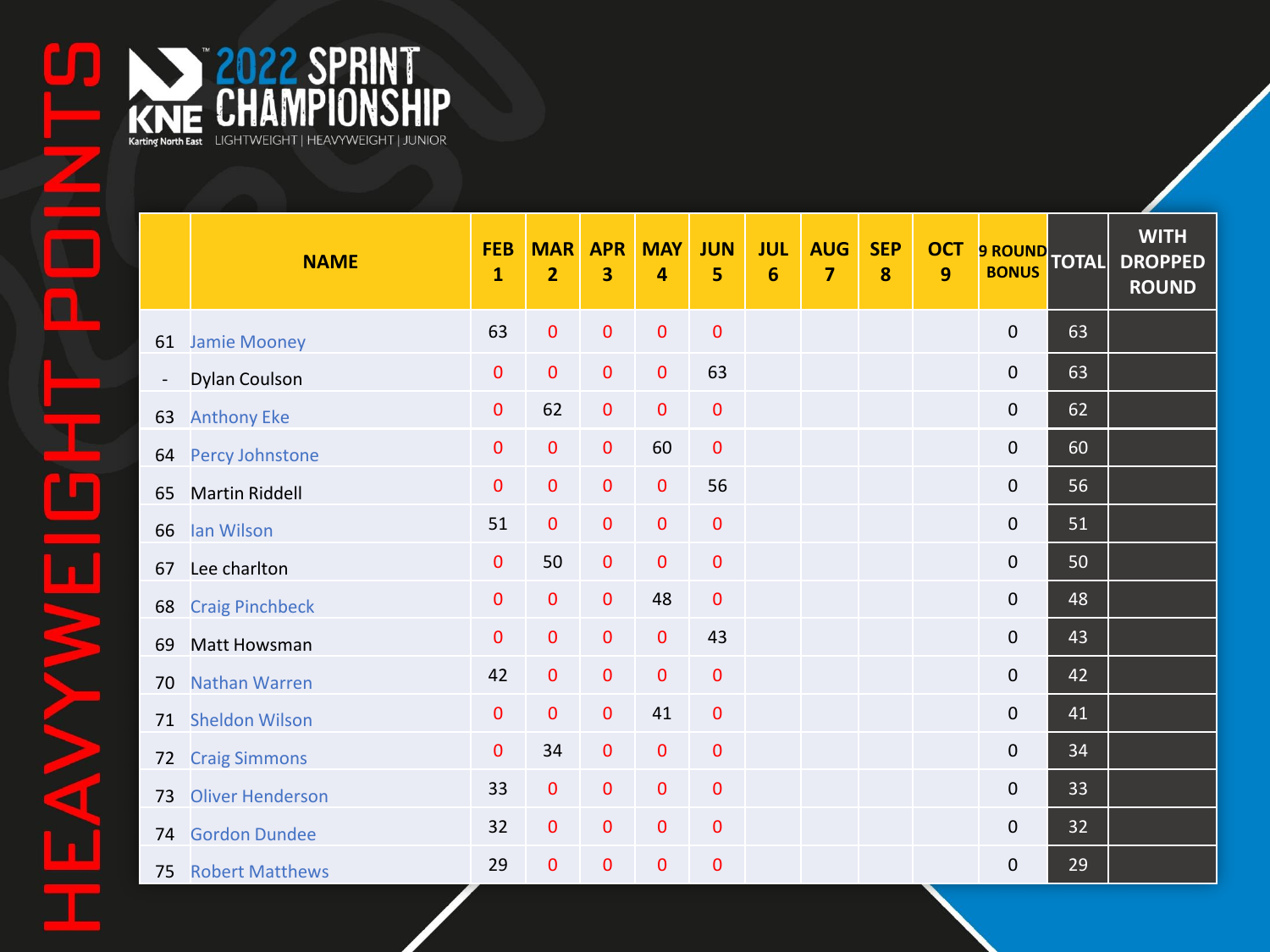# HEAVYWEIGHT POINTS

## 2022 SPRINT CHAMPIONSHIP

KNE Karting North East

LIGHTWEIGHT | HEAVYWEIGHT | JUNIOR

| | NAME | FEB 1 | MAR 2 | APR 3 | MAY 4 | JUN 5 | JUL 6 | AUG 7 | SEP 8 | OCT 9 | 9 ROUND BONUS | TOTAL | WITH DROPPED ROUND |
|---|---|---|---|---|---|---|---|---|---|---|---|---|---|
| 61 | Jamie Mooney | 63 | 0 | 0 | 0 | 0 | | | | | 0 | 63 | |
| - | Dylan Coulson | 0 | 0 | 0 | 0 | 63 | | | | | 0 | 63 | |
| 63 | Anthony Eke | 0 | 62 | 0 | 0 | 0 | | | | | 0 | 62 | |
| 64 | Percy Johnstone | 0 | 0 | 0 | 60 | 0 | | | | | 0 | 60 | |
| 65 | Martin Riddell | 0 | 0 | 0 | 0 | 56 | | | | | 0 | 56 | |
| 66 | Ian Wilson | 51 | 0 | 0 | 0 | 0 | | | | | 0 | 51 | |
| 67 | Lee charlton | 0 | 50 | 0 | 0 | 0 | | | | | 0 | 50 | |
| 68 | Craig Pinchbeck | 0 | 0 | 0 | 48 | 0 | | | | | 0 | 48 | |
| 69 | Matt Howsman | 0 | 0 | 0 | 0 | 43 | | | | | 0 | 43 | |
| 70 | Nathan Warren | 42 | 0 | 0 | 0 | 0 | | | | | 0 | 42 | |
| 71 | Sheldon Wilson | 0 | 0 | 0 | 41 | 0 | | | | | 0 | 41 | |
| 72 | Craig Simmons | 0 | 34 | 0 | 0 | 0 | | | | | 0 | 34 | |
| 73 | Oliver Henderson | 33 | 0 | 0 | 0 | 0 | | | | | 0 | 33 | |
| 74 | Gordon Dundee | 32 | 0 | 0 | 0 | 0 | | | | | 0 | 32 | |
| 75 | Robert Matthews | 29 | 0 | 0 | 0 | 0 | | | | | 0 | 29 | |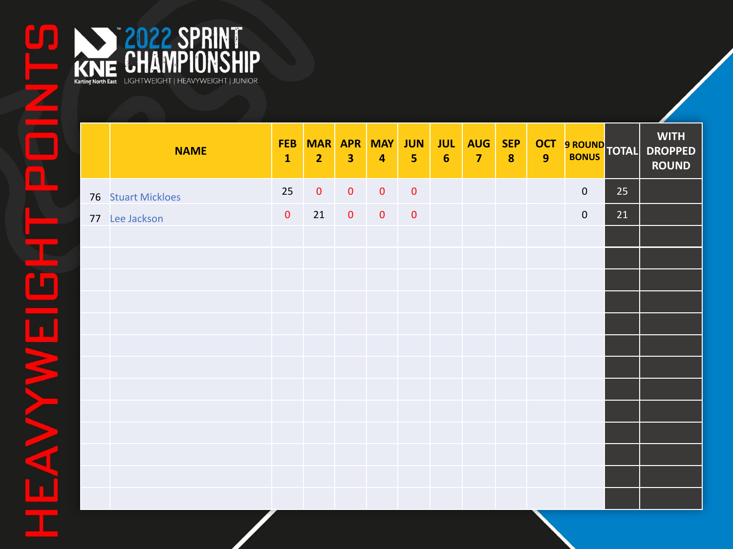# HEAVYWEIGHT POINTS

## 2022 SPRINT CHAMPIONSHIP

KNE Karting North East

LIGHTWEIGHT | HEAVYWEIGHT | JUNIOR

| | NAME | FEB 1 | MAR 2 | APR 3 | MAY 4 | JUN 5 | JUL 6 | AUG 7 | SEP 8 | OCT 9 | 9 ROUND BONUS | TOTAL | WITH DROPPED ROUND |
|---|---|---|---|---|---|---|---|---|---|---|---|---|---|
| 76 | Stuart Mickloes | 25 | 0 | 0 | 0 | 0 | | | | | 0 | 25 | |
| 77 | Lee Jackson | 0 | 21 | 0 | 0 | 0 | | | | | 0 | 21 | |
| | | | | | | | | | | | | | |
| | | | | | | | | | | | | | |
| | | | | | | | | | | | | | |
| | | | | | | | | | | | | | |
| | | | | | | | | | | | | | |
| | | | | | | | | | | | | | |
| | | | | | | | | | | | | | |
| | | | | | | | | | | | | | |
| | | | | | | | | | | | | | |
| | | | | | | | | | | | | | |
| | | | | | | | | | | | | | |
| | | | | | | | | | | | | | |
| | | | | | | | | | | | | | |